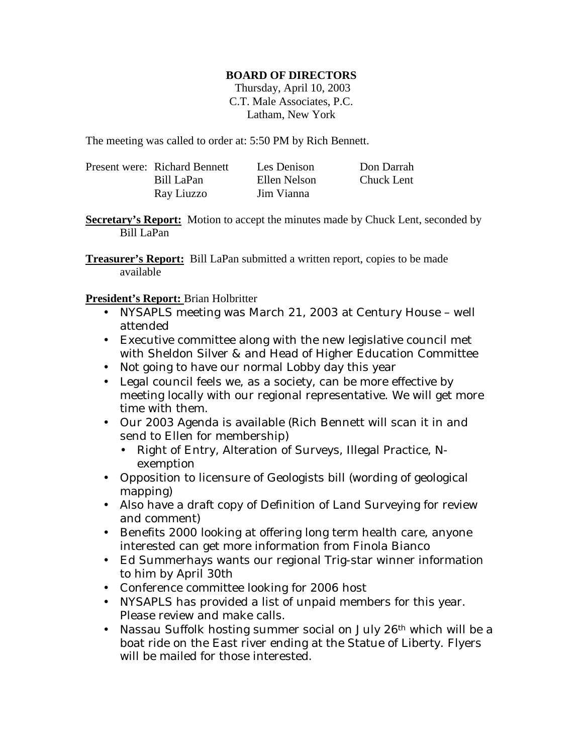**BOARD OF DIRECTORS**
Thursday, April 10, 2003
C.T. Male Associates, P.C.
Latham, New York

The meeting was called to order at: 5:50 PM by Rich Bennett.

Present were: Richard Bennett, Les Denison, Don Darrah, Bill LaPan, Ellen Nelson, Chuck Lent, Ray Liuzzo, Jim Vianna

**Secretary's Report:** Motion to accept the minutes made by Chuck Lent, seconded by Bill LaPan

**Treasurer's Report:** Bill LaPan submitted a written report, copies to be made available

**President's Report:** Brian Holbritter

- NYSAPLS meeting was March 21, 2003 at Century House – well attended
- Executive committee along with the new legislative council met with Sheldon Silver & and Head of Higher Education Committee
- Not going to have our normal Lobby day this year
- Legal council feels we, as a society, can be more effective by meeting locally with our regional representative. We will get more time with them.
- Our 2003 Agenda is available (Rich Bennett will scan it in and send to Ellen for membership)
  - Right of Entry, Alteration of Surveys, Illegal Practice, N-exemption
- Opposition to licensure of Geologists bill (wording of geological mapping)
- Also have a draft copy of Definition of Land Surveying for review and comment)
- Benefits 2000 looking at offering long term health care, anyone interested can get more information from Finola Bianco
- Ed Summerhays wants our regional Trig-star winner information to him by April 30th
- Conference committee looking for 2006 host
- NYSAPLS has provided a list of unpaid members for this year. Please review and make calls.
- Nassau Suffolk hosting summer social on July 26th which will be a boat ride on the East river ending at the Statue of Liberty. Flyers will be mailed for those interested.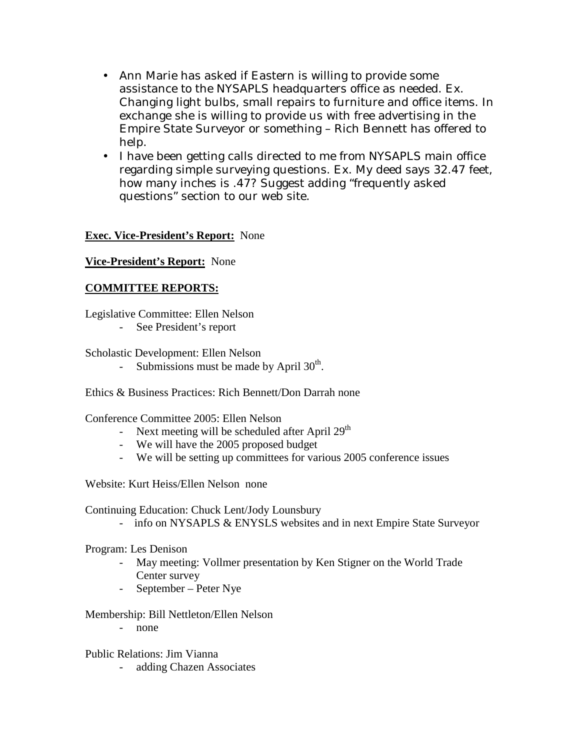- Ann Marie has asked if Eastern is willing to provide some assistance to the NYSAPLS headquarters office as needed. Ex. Changing light bulbs, small repairs to furniture and office items. In exchange she is willing to provide us with free advertising in the Empire State Surveyor or something – Rich Bennett has offered to help.
- I have been getting calls directed to me from NYSAPLS main office regarding simple surveying questions. Ex. My deed says 32.47 feet, how many inches is .47? Suggest adding "frequently asked questions" section to our web site.

**Exec. Vice-President's Report:** None

**Vice-President's Report:** None

**COMMITTEE REPORTS:**

Legislative Committee: Ellen Nelson

- See President's report

Scholastic Development: Ellen Nelson

- Submissions must be made by April 30th.

Ethics & Business Practices: Rich Bennett/Don Darrah none

Conference Committee 2005: Ellen Nelson

- Next meeting will be scheduled after April 29th
- We will have the 2005 proposed budget
- We will be setting up committees for various 2005 conference issues

Website: Kurt Heiss/Ellen Nelson none

Continuing Education: Chuck Lent/Jody Lounsbury

- info on NYSAPLS & ENYSLS websites and in next Empire State Surveyor

Program: Les Denison

- May meeting: Vollmer presentation by Ken Stigner on the World Trade Center survey
- September – Peter Nye

Membership: Bill Nettleton/Ellen Nelson

- none

Public Relations: Jim Vianna

- adding Chazen Associates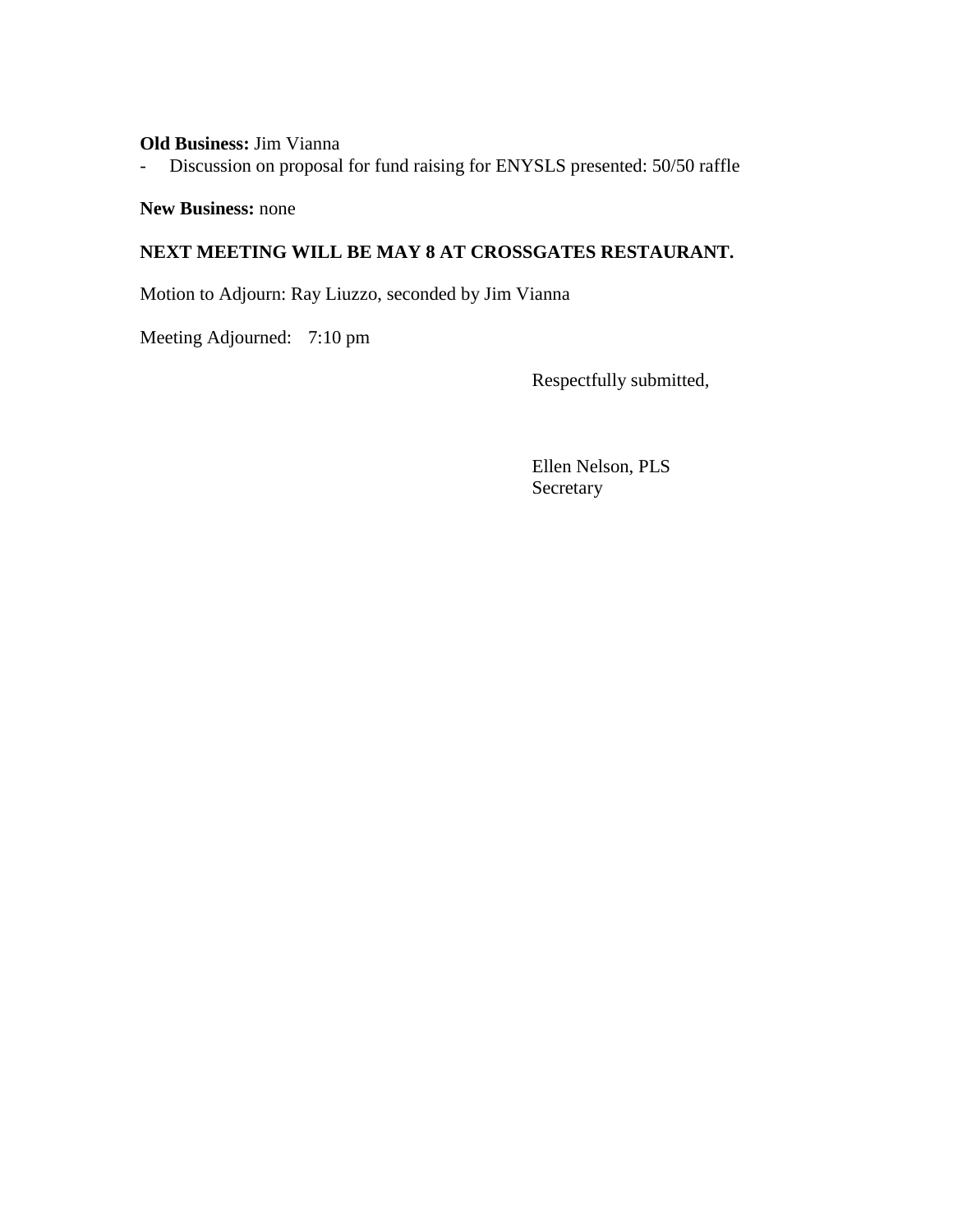**Old Business:** Jim Vianna

- Discussion on proposal for fund raising for ENYSLS presented: 50/50 raffle

**New Business:** none

**NEXT MEETING WILL BE MAY 8 AT CROSSGATES RESTAURANT.**

Motion to Adjourn: Ray Liuzzo, seconded by Jim Vianna

Meeting Adjourned: 7:10 pm

Respectfully submitted,

Ellen Nelson, PLS
Secretary